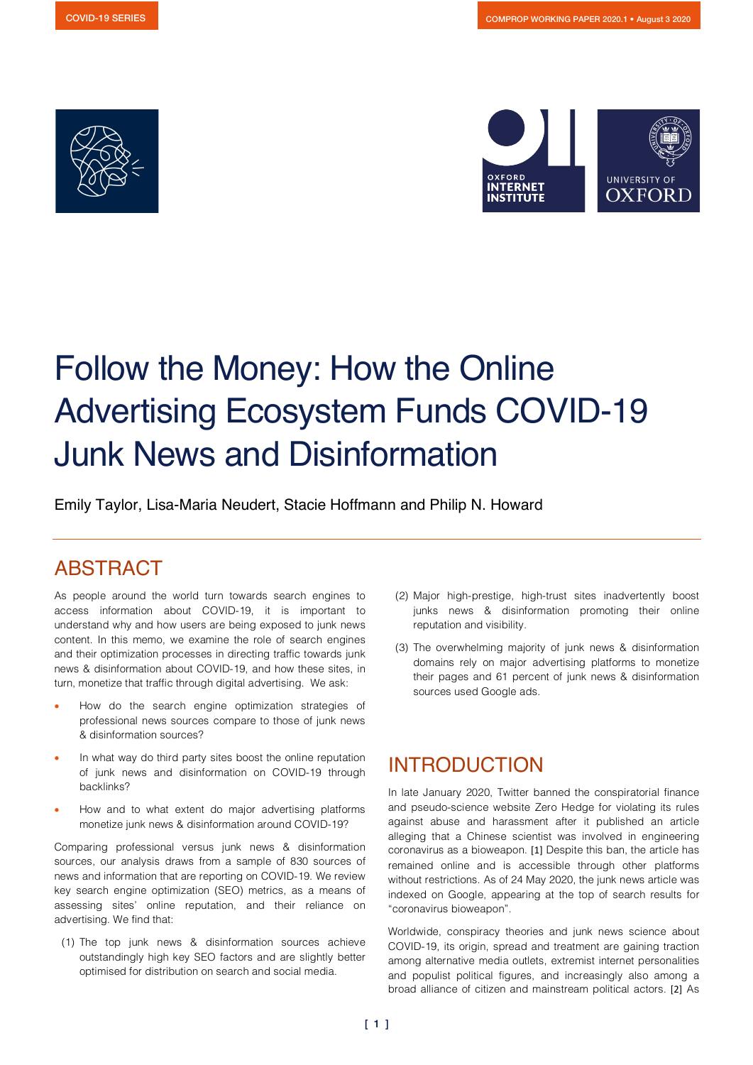COVID-19 SERIES

COMPROP WORKING PAPER 2020.1 • August 3 2020

# Follow the Money: How the Online Advertising Ecosystem Funds COVID-19 Junk News and Disinformation

Emily Taylor, Lisa-Maria Neudert, Stacie Hoffmann and Philip N. Howard

## ABSTRACT

As people around the world turn towards search engines to access information about COVID-19, it is important to understand why and how users are being exposed to junk news content. In this memo, we examine the role of search engines and their optimization processes in directing traffic towards junk news & disinformation about COVID-19, and how these sites, in turn, monetize that traffic through digital advertising. We ask:

- How do the search engine optimization strategies of professional news sources compare to those of junk news & disinformation sources?
- In what way do third party sites boost the online reputation of junk news and disinformation on COVID-19 through backlinks?
- How and to what extent do major advertising platforms monetize junk news & disinformation around COVID-19?

Comparing professional versus junk news & disinformation sources, our analysis draws from a sample of 830 sources of news and information that are reporting on COVID-19. We review key search engine optimization (SEO) metrics, as a means of assessing sites' online reputation, and their reliance on advertising. We find that:

(1) The top junk news & disinformation sources achieve outstandingly high key SEO factors and are slightly better optimised for distribution on search and social media.

(2) Major high-prestige, high-trust sites inadvertently boost junks news & disinformation promoting their online reputation and visibility.

(3) The overwhelming majority of junk news & disinformation domains rely on major advertising platforms to monetize their pages and 61 percent of junk news & disinformation sources used Google ads.

## INTRODUCTION

In late January 2020, Twitter banned the conspiratorial finance and pseudo-science website Zero Hedge for violating its rules against abuse and harassment after it published an article alleging that a Chinese scientist was involved in engineering coronavirus as a bioweapon. [1] Despite this ban, the article has remained online and is accessible through other platforms without restrictions. As of 24 May 2020, the junk news article was indexed on Google, appearing at the top of search results for "coronavirus bioweapon".

Worldwide, conspiracy theories and junk news science about COVID-19, its origin, spread and treatment are gaining traction among alternative media outlets, extremist internet personalities and populist political figures, and increasingly also among a broad alliance of citizen and mainstream political actors. [2] As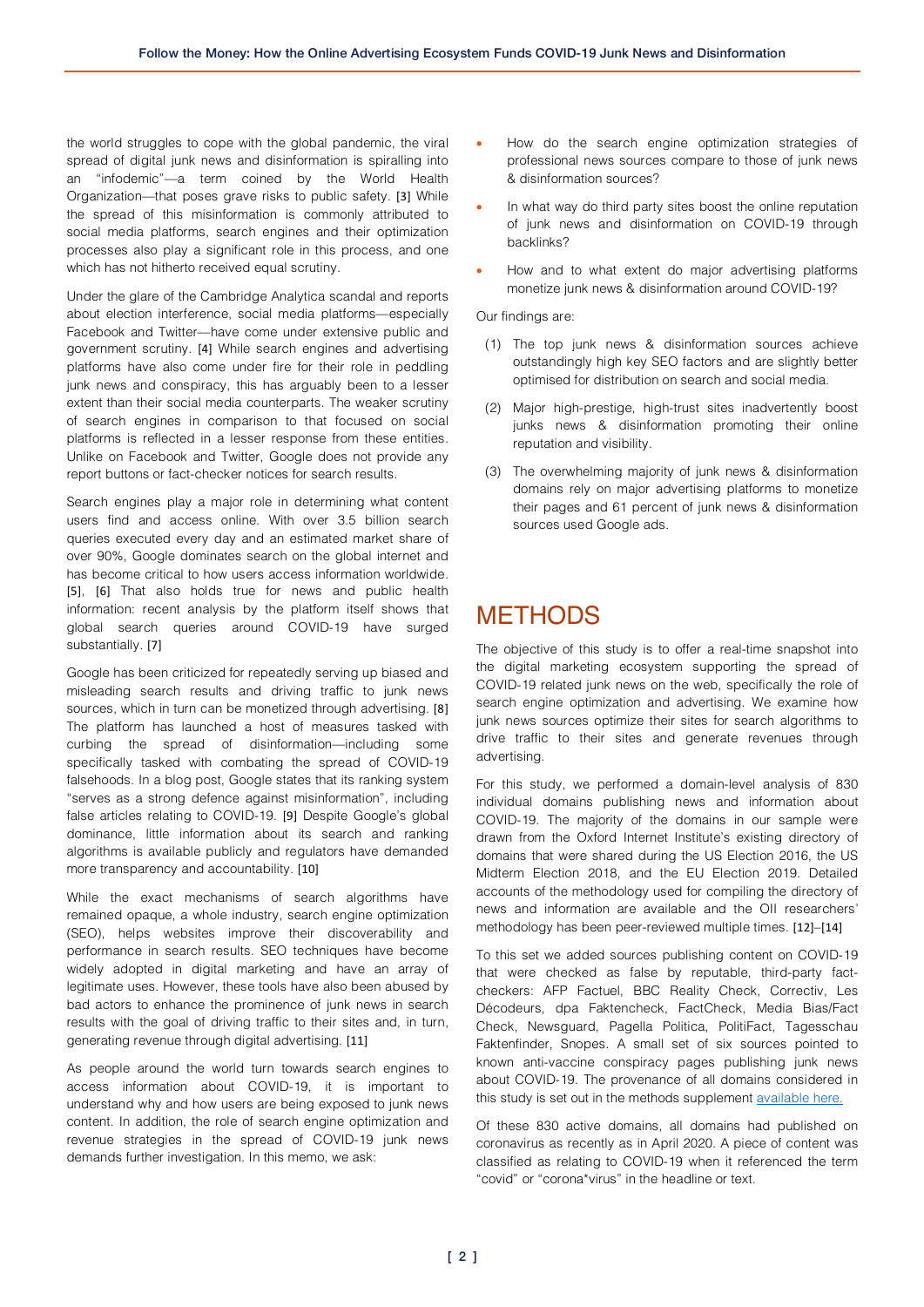the world struggles to cope with the global pandemic, the viral spread of digital junk news and disinformation is spiralling into an "infodemic"—a term coined by the World Health Organization—that poses grave risks to public safety. [3] While the spread of this misinformation is commonly attributed to social media platforms, search engines and their optimization processes also play a significant role in this process, and one which has not hitherto received equal scrutiny.

Under the glare of the Cambridge Analytica scandal and reports about election interference, social media platforms—especially Facebook and Twitter—have come under extensive public and government scrutiny. [4] While search engines and advertising platforms have also come under fire for their role in peddling junk news and conspiracy, this has arguably been to a lesser extent than their social media counterparts. The weaker scrutiny of search engines in comparison to that focused on social platforms is reflected in a lesser response from these entities. Unlike on Facebook and Twitter, Google does not provide any report buttons or fact-checker notices for search results.

Search engines play a major role in determining what content users find and access online. With over 3.5 billion search queries executed every day and an estimated market share of over 90%, Google dominates search on the global internet and has become critical to how users access information worldwide. [5], [6] That also holds true for news and public health information: recent analysis by the platform itself shows that global search queries around COVID-19 have surged substantially. [7]

Google has been criticized for repeatedly serving up biased and misleading search results and driving traffic to junk news sources, which in turn can be monetized through advertising. [8] The platform has launched a host of measures tasked with curbing the spread of disinformation—including some specifically tasked with combating the spread of COVID-19 falsehoods. In a blog post, Google states that its ranking system "serves as a strong defence against misinformation", including false articles relating to COVID-19. [9] Despite Google's global dominance, little information about its search and ranking algorithms is available publicly and regulators have demanded more transparency and accountability. [10]

While the exact mechanisms of search algorithms have remained opaque, a whole industry, search engine optimization (SEO), helps websites improve their discoverability and performance in search results. SEO techniques have become widely adopted in digital marketing and have an array of legitimate uses. However, these tools have also been abused by bad actors to enhance the prominence of junk news in search results with the goal of driving traffic to their sites and, in turn, generating revenue through digital advertising. [11]

As people around the world turn towards search engines to access information about COVID-19, it is important to understand why and how users are being exposed to junk news content. In addition, the role of search engine optimization and revenue strategies in the spread of COVID-19 junk news demands further investigation. In this memo, we ask:

- How do the search engine optimization strategies of professional news sources compare to those of junk news & disinformation sources?
- In what way do third party sites boost the online reputation of junk news and disinformation on COVID-19 through backlinks?
- How and to what extent do major advertising platforms monetize junk news & disinformation around COVID-19?

Our findings are:

(1) The top junk news & disinformation sources achieve outstandingly high key SEO factors and are slightly better optimised for distribution on search and social media.

(2) Major high-prestige, high-trust sites inadvertently boost junks news & disinformation promoting their online reputation and visibility.

(3) The overwhelming majority of junk news & disinformation domains rely on major advertising platforms to monetize their pages and 61 percent of junk news & disinformation sources used Google ads.

# METHODS

The objective of this study is to offer a real-time snapshot into the digital marketing ecosystem supporting the spread of COVID-19 related junk news on the web, specifically the role of search engine optimization and advertising. We examine how junk news sources optimize their sites for search algorithms to drive traffic to their sites and generate revenues through advertising.

For this study, we performed a domain-level analysis of 830 individual domains publishing news and information about COVID-19. The majority of the domains in our sample were drawn from the Oxford Internet Institute's existing directory of domains that were shared during the US Election 2016, the US Midterm Election 2018, and the EU Election 2019. Detailed accounts of the methodology used for compiling the directory of news and information are available and the OII researchers' methodology has been peer-reviewed multiple times. [12]–[14]

To this set we added sources publishing content on COVID-19 that were checked as false by reputable, third-party fact-checkers: AFP Factuel, BBC Reality Check, Correctiv, Les Décodeurs, dpa Faktencheck, FactCheck, Media Bias/Fact Check, Newsguard, Pagella Politica, PolitiFact, Tagesschau Faktenfinder, Snopes. A small set of six sources pointed to known anti-vaccine conspiracy pages publishing junk news about COVID-19. The provenance of all domains considered in this study is set out in the methods supplement available here.

Of these 830 active domains, all domains had published on coronavirus as recently as in April 2020. A piece of content was classified as relating to COVID-19 when it referenced the term "covid" or "corona*virus" in the headline or text.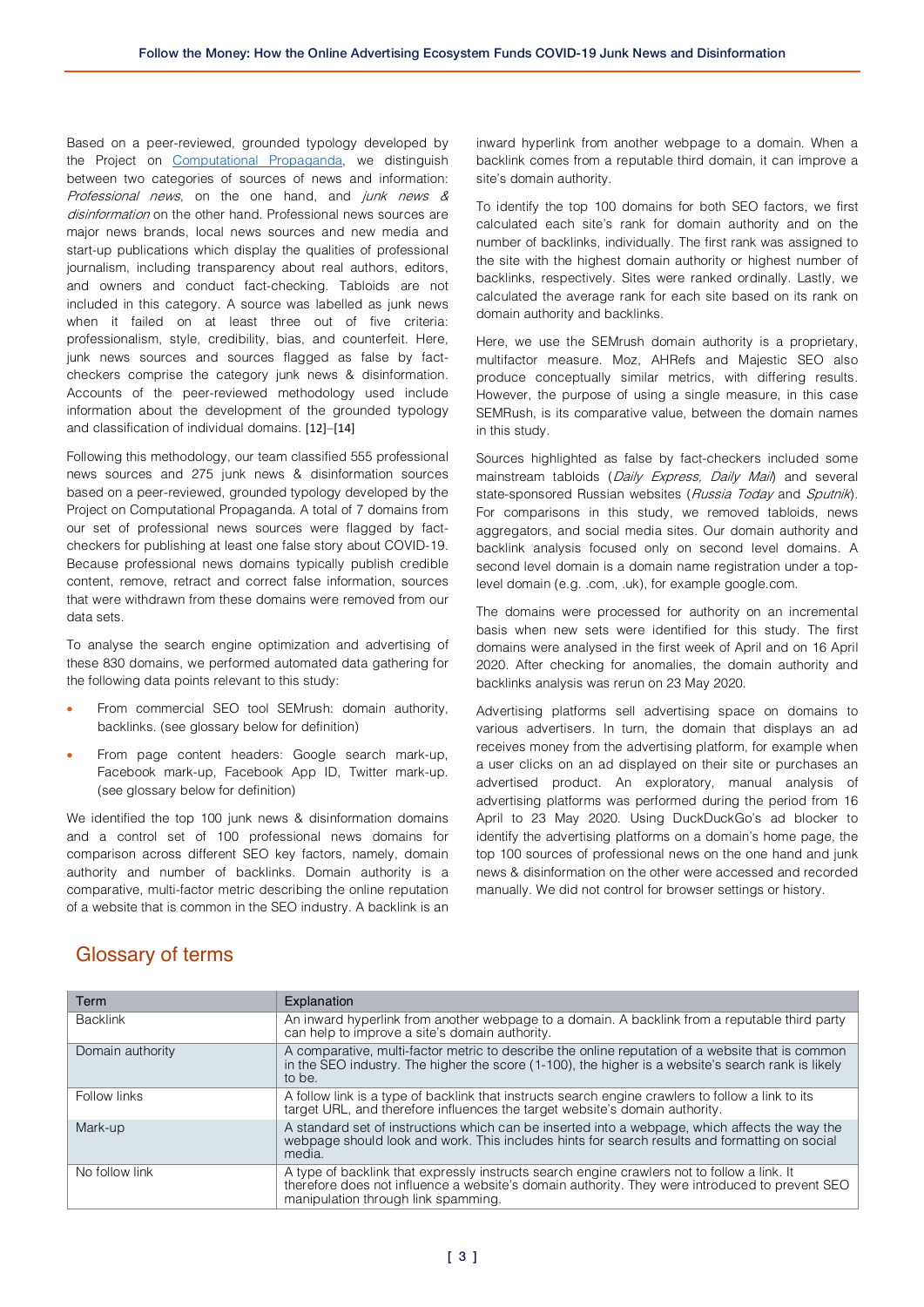Based on a peer-reviewed, grounded typology developed by the Project on Computational Propaganda, we distinguish between two categories of sources of news and information: *Professional news*, on the one hand, and *junk news & disinformation* on the other hand. Professional news sources are major news brands, local news sources and new media and start-up publications which display the qualities of professional journalism, including transparency about real authors, editors, and owners and conduct fact-checking. Tabloids are not included in this category. A source was labelled as junk news when it failed on at least three out of five criteria: professionalism, style, credibility, bias, and counterfeit. Here, junk news sources and sources flagged as false by fact-checkers comprise the category junk news & disinformation. Accounts of the peer-reviewed methodology used include information about the development of the grounded typology and classification of individual domains. [12]–[14]

Following this methodology, our team classified 555 professional news sources and 275 junk news & disinformation sources based on a peer-reviewed, grounded typology developed by the Project on Computational Propaganda. A total of 7 domains from our set of professional news sources were flagged by fact-checkers for publishing at least one false story about COVID-19. Because professional news domains typically publish credible content, remove, retract and correct false information, sources that were withdrawn from these domains were removed from our data sets.

To analyse the search engine optimization and advertising of these 830 domains, we performed automated data gathering for the following data points relevant to this study:

- From commercial SEO tool SEMrush: domain authority, backlinks. (see glossary below for definition)
- From page content headers: Google search mark-up, Facebook mark-up, Facebook App ID, Twitter mark-up. (see glossary below for definition)

We identified the top 100 junk news & disinformation domains and a control set of 100 professional news domains for comparison across different SEO key factors, namely, domain authority and number of backlinks. Domain authority is a comparative, multi-factor metric describing the online reputation of a website that is common in the SEO industry. A backlink is an inward hyperlink from another webpage to a domain. When a backlink comes from a reputable third domain, it can improve a site's domain authority.

To identify the top 100 domains for both SEO factors, we first calculated each site's rank for domain authority and on the number of backlinks, individually. The first rank was assigned to the site with the highest domain authority or highest number of backlinks, respectively. Sites were ranked ordinally. Lastly, we calculated the average rank for each site based on its rank on domain authority and backlinks.

Here, we use the SEMrush domain authority is a proprietary, multifactor measure. Moz, AHRefs and Majestic SEO also produce conceptually similar metrics, with differing results. However, the purpose of using a single measure, in this case SEMRush, is its comparative value, between the domain names in this study.

Sources highlighted as false by fact-checkers included some mainstream tabloids (*Daily Express, Daily Mail*) and several state-sponsored Russian websites (*Russia Today* and *Sputnik*). For comparisons in this study, we removed tabloids, news aggregators, and social media sites. Our domain authority and backlink analysis focused only on second level domains. A second level domain is a domain name registration under a top-level domain (e.g. .com, .uk), for example google.com.

The domains were processed for authority on an incremental basis when new sets were identified for this study. The first domains were analysed in the first week of April and on 16 April 2020. After checking for anomalies, the domain authority and backlinks analysis was rerun on 23 May 2020.

Advertising platforms sell advertising space on domains to various advertisers. In turn, the domain that displays an ad receives money from the advertising platform, for example when a user clicks on an ad displayed on their site or purchases an advertised product. An exploratory, manual analysis of advertising platforms was performed during the period from 16 April to 23 May 2020. Using DuckDuckGo's ad blocker to identify the advertising platforms on a domain's home page, the top 100 sources of professional news on the one hand and junk news & disinformation on the other were accessed and recorded manually. We did not control for browser settings or history.

## Glossary of terms

| Term | Explanation |
|---|---|
| Backlink | An inward hyperlink from another webpage to a domain. A backlink from a reputable third party can help to improve a site's domain authority. |
| Domain authority | A comparative, multi-factor metric to describe the online reputation of a website that is common in the SEO industry. The higher the score (1-100), the higher is a website's search rank is likely to be. |
| Follow links | A follow link is a type of backlink that instructs search engine crawlers to follow a link to its target URL, and therefore influences the target website's domain authority. |
| Mark-up | A standard set of instructions which can be inserted into a webpage, which affects the way the webpage should look and work. This includes hints for search results and formatting on social media. |
| No follow link | A type of backlink that expressly instructs search engine crawlers not to follow a link. It therefore does not influence a website's domain authority. They were introduced to prevent SEO manipulation through link spamming. |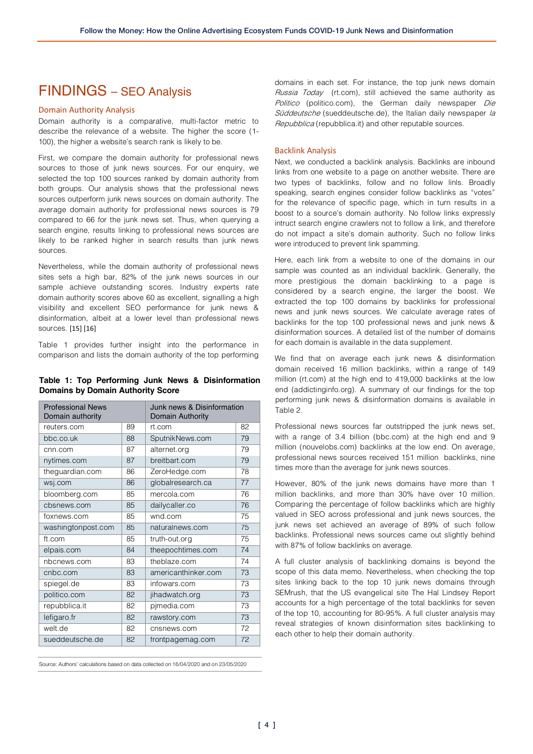# FINDINGS – SEO Analysis

### Domain Authority Analysis

Domain authority is a comparative, multi-factor metric to describe the relevance of a website. The higher the score (1-100), the higher a website's search rank is likely to be.

First, we compare the domain authority for professional news sources to those of junk news sources. For our enquiry, we selected the top 100 sources ranked by domain authority from both groups. Our analysis shows that the professional news sources outperform junk news sources on domain authority. The average domain authority for professional news sources is 79 compared to 66 for the junk news set. Thus, when querying a search engine, results linking to professional news sources are likely to be ranked higher in search results than junk news sources.

Nevertheless, while the domain authority of professional news sites sets a high bar, 82% of the junk news sources in our sample achieve outstanding scores. Industry experts rate domain authority scores above 60 as excellent, signalling a high visibility and excellent SEO performance for junk news & disinformation, albeit at a lower level than professional news sources. [15] [16]

Table 1 provides further insight into the performance in comparison and lists the domain authority of the top performing domains in each set. For instance, the top junk news domain *Russia Today* (rt.com), still achieved the same authority as *Politico* (politico.com), the German daily newspaper *Die Süddeutsche* (sueddeutsche.de), the Italian daily newspaper *la Repubblica* (repubblica.it) and other reputable sources.

**Table 1: Top Performing Junk News & Disinformation Domains by Domain Authority Score**

| Professional News Domain authority | | Junk news & Disinformation Domain Authority | |
|---|---|---|---|
| reuters.com | 89 | rt.com | 82 |
| bbc.co.uk | 88 | SputnikNews.com | 79 |
| cnn.com | 87 | alternet.org | 79 |
| nytimes.com | 87 | breitbart.com | 79 |
| theguardian.com | 86 | ZeroHedge.com | 78 |
| wsj.com | 86 | globalresearch.ca | 77 |
| bloomberg.com | 85 | mercola.com | 76 |
| cbsnews.com | 85 | dailycaller.co | 76 |
| foxnews.com | 85 | wnd.com | 75 |
| washingtonpost.com | 85 | naturalnews.com | 75 |
| ft.com | 85 | truth-out.org | 75 |
| elpais.com | 84 | theepochtimes.com | 74 |
| nbcnews.com | 83 | theblaze.com | 74 |
| cnbc.com | 83 | americanthinker.com | 73 |
| spiegel.de | 83 | infowars.com | 73 |
| politico.com | 82 | jihadwatch.org | 73 |
| repubblica.it | 82 | pjmedia.com | 73 |
| lefigaro.fr | 82 | rawstory.com | 73 |
| welt.de | 82 | cnsnews.com | 72 |
| sueddeutsche.de | 82 | frontpagemag.com | 72 |

Source: Authors' calculations based on data collected on 16/04/2020 and on 23/05/2020

### Backlink Analysis

Next, we conducted a backlink analysis. Backlinks are inbound links from one website to a page on another website. There are two types of backlinks, follow and no follow linls. Broadly speaking, search engines consider follow backlinks as "votes" for the relevance of specific page, which in turn results in a boost to a source's domain authority. No follow links expressly intruct search engine crawlers not to follow a link, and therefore do not impact a site's domain authority. Such no follow links were introduced to prevent link spamming.

Here, each link from a website to one of the domains in our sample was counted as an individual backlink. Generally, the more prestigious the domain backlinking to a page is considered by a search engine, the larger the boost. We extracted the top 100 domains by backlinks for professional news and junk news sources. We calculate average rates of backlinks for the top 100 professional news and junk news & disinformation sources. A detailed list of the number of domains for each domain is available in the data supplement.

We find that on average each junk news & disinformation domain received 16 million backlinks, within a range of 149 million (rt.com) at the high end to 419,000 backlinks at the low end (addictinginfo.org). A summary of our findings for the top performing junk news & disinformation domains is available in Table 2.

Professional news sources far outstripped the junk news set, with a range of 3.4 billion (bbc.com) at the high end and 9 million (nouvelobs.com) backlinks at the low end. On average, professional news sources received 151 million backlinks, nine times more than the average for junk news sources.

However, 80% of the junk news domains have more than 1 million backlinks, and more than 30% have over 10 million. Comparing the percentage of follow backlinks which are highly valued in SEO across professional and junk news sources, the junk news set achieved an average of 89% of such follow backlinks. Professional news sources came out slightly behind with 87% of follow backlinks on average.

A full cluster analysis of backlinking domains is beyond the scope of this data memo. Nevertheless, when checking the top sites linking back to the top 10 junk news domains through SEMrush, that the US evangelical site The Hal Lindsey Report accounts for a high percentage of the total backlinks for seven of the top 10, accounting for 80-95%. A full cluster analysis may reveal strategies of known disinformation sites backlinking to each other to help their domain authority.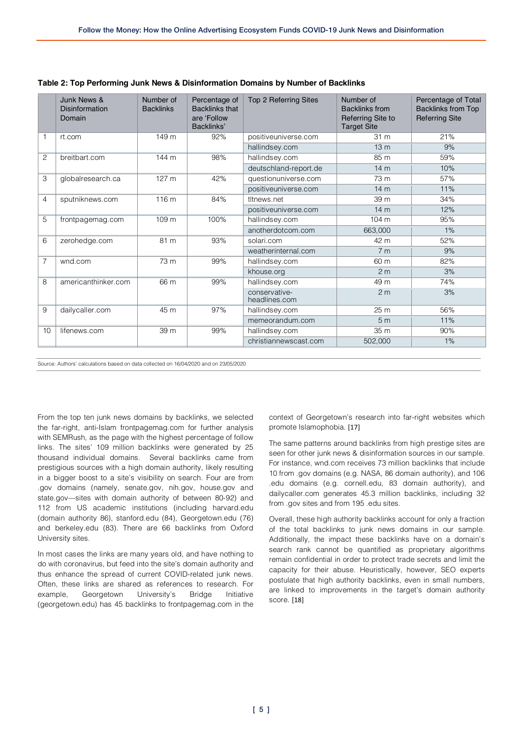**Table 2: Top Performing Junk News & Disinformation Domains by Number of Backlinks**

| | Junk News & Disinformation Domain | Number of Backlinks | Percentage of Backlinks that are 'Follow Backlinks' | Top 2 Referring Sites | Number of Backlinks from Referring Site to Target Site | Percentage of Total Backlinks from Top Referring Site |
|---|---|---|---|---|---|---|
| 1 | rt.com | 149 m | 92% | positiveuniverse.com | 31 m | 21% |
| | | | | hallindsey.com | 13 m | 9% |
| 2 | breitbart.com | 144 m | 98% | hallindsey.com | 85 m | 59% |
| | | | | deutschland-report.de | 14 m | 10% |
| 3 | globalresearch.ca | 127 m | 42% | questionuniverse.com | 73 m | 57% |
| | | | | positiveuniverse.com | 14 m | 11% |
| 4 | sputniknews.com | 116 m | 84% | tltnews.net | 39 m | 34% |
| | | | | positiveuniverse.com | 14 m | 12% |
| 5 | frontpagemag.com | 109 m | 100% | hallindsey.com | 104 m | 95% |
| | | | | anotherdotcom.com | 663,000 | 1% |
| 6 | zerohedge.com | 81 m | 93% | solari.com | 42 m | 52% |
| | | | | weatherinternal.com | 7 m | 9% |
| 7 | wnd.com | 73 m | 99% | hallindsey.com | 60 m | 82% |
| | | | | khouse.org | 2 m | 3% |
| 8 | americanthinker.com | 66 m | 99% | hallindsey.com | 49 m | 74% |
| | | | | conservative-headlines.com | 2 m | 3% |
| 9 | dailycaller.com | 45 m | 97% | hallindsey.com | 25 m | 56% |
| | | | | memeorandum.com | 5 m | 11% |
| 10 | lifenews.com | 39 m | 99% | hallindsey.com | 35 m | 90% |
| | | | | christiannewscast.com | 502,000 | 1% |

Source: Authors' calculations based on data collected on 16/04/2020 and on 23/05/2020

From the top ten junk news domains by backlinks, we selected the far-right, anti-Islam frontpagemag.com for further analysis with SEMRush, as the page with the highest percentage of follow links. The sites' 109 million backlinks were generated by 25 thousand individual domains. Several backlinks came from prestigious sources with a high domain authority, likely resulting in a bigger boost to a site's visibility on search. Four are from .gov domains (namely, senate.gov, nih.gov, house.gov and state.gov—sites with domain authority of between 80-92) and 112 from US academic institutions (including harvard.edu (domain authority 86), stanford.edu (84), Georgetown.edu (76) and berkeley.edu (83). There are 66 backlinks from Oxford University sites.

In most cases the links are many years old, and have nothing to do with coronavirus, but feed into the site's domain authority and thus enhance the spread of current COVID-related junk news. Often, these links are shared as references to research. For example, Georgetown University's Bridge Initiative (georgetown.edu) has 45 backlinks to frontpagemag.com in the context of Georgetown's research into far-right websites which promote Islamophobia. [17]

The same patterns around backlinks from high prestige sites are seen for other junk news & disinformation sources in our sample. For instance, wnd.com receives 73 million backlinks that include 10 from .gov domains (e.g. NASA, 86 domain authority), and 106 .edu domains (e.g. cornell.edu, 83 domain authority), and dailycaller.com generates 45.3 million backlinks, including 32 from .gov sites and from 195 .edu sites.

Overall, these high authority backlinks account for only a fraction of the total backlinks to junk news domains in our sample. Additionally, the impact these backlinks have on a domain's search rank cannot be quantified as proprietary algorithms remain confidential in order to protect trade secrets and limit the capacity for their abuse. Heuristically, however, SEO experts postulate that high authority backlinks, even in small numbers, are linked to improvements in the target's domain authority score. [18]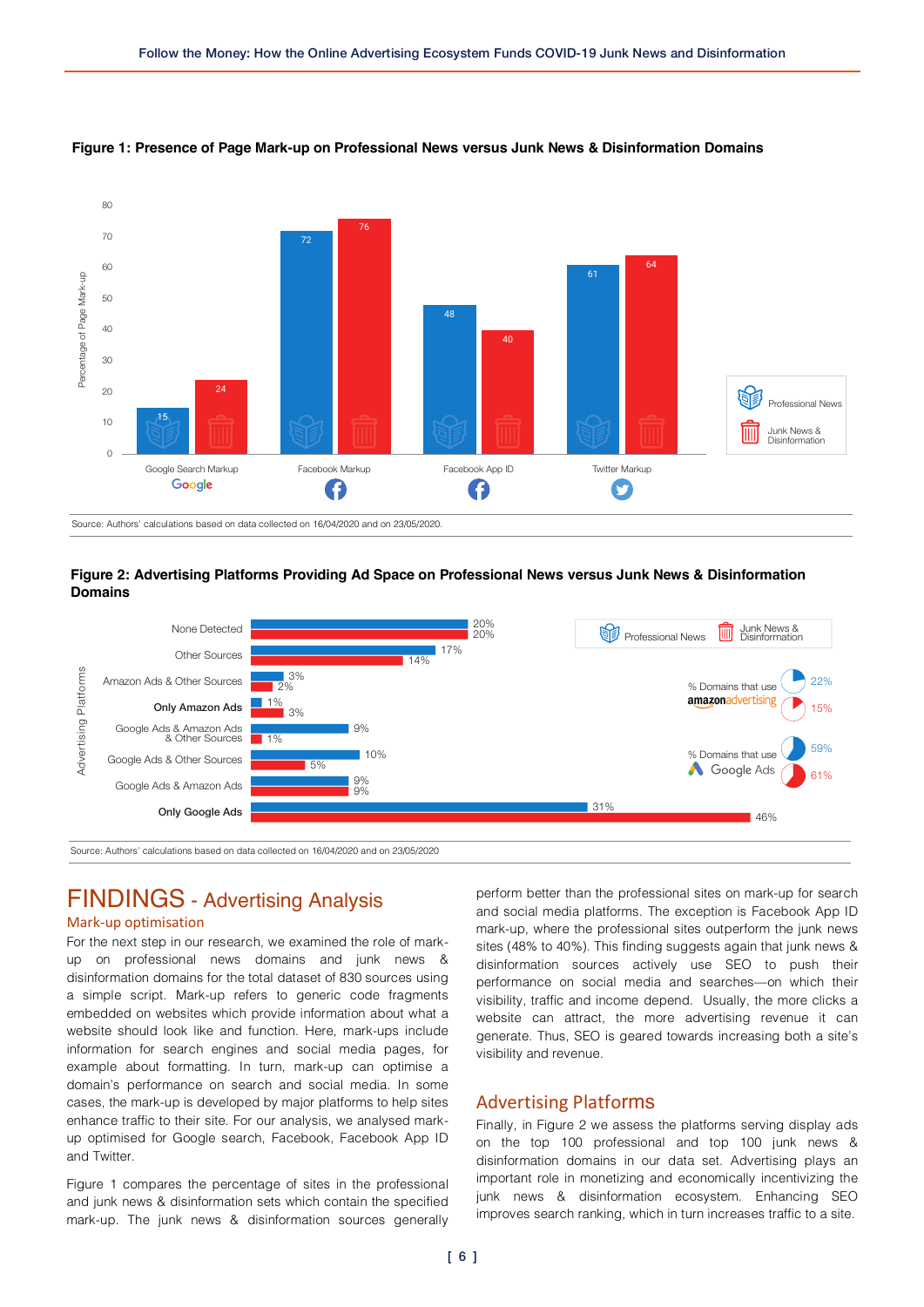**Figure 1: Presence of Page Mark-up on Professional News versus Junk News & Disinformation Domains**

| Percentage of Page Mark-up | Professional News | Junk News & Disinformation |
|---|---|---|
| Google Search Markup | 15 | 24 |
| Facebook Markup | 72 | 76 |
| Facebook App ID | 48 | 40 |
| Twitter Markup | 61 | 64 |

Source: Authors' calculations based on data collected on 16/04/2020 and on 23/05/2020.

**Figure 2: Advertising Platforms Providing Ad Space on Professional News versus Junk News & Disinformation Domains**

| Advertising Platforms | Professional News | Junk News & Disinformation |
|---|---|---|
| None Detected | 20% | 20% |
| Other Sources | 17% | 14% |
| Amazon Ads & Other Sources | 3% | 2% |
| **Only Amazon Ads** | 1% | 3% |
| Google Ads & Amazon Ads & Other Sources | 9% | 1% |
| Google Ads & Other Sources | 10% | 5% |
| Google Ads & Amazon Ads | 9% | 9% |
| **Only Google Ads** | 31% | 46% |

| | Professional News | Junk News & Disinformation |
|---|---|---|
| % Domains that use amazon advertising | 22% | 15% |
| % Domains that use Google Ads | 59% | 61% |

Source: Authors' calculations based on data collected on 16/04/2020 and on 23/05/2020

# FINDINGS - Advertising Analysis

## Mark-up optimisation

For the next step in our research, we examined the role of mark-up on professional news domains and junk news & disinformation domains for the total dataset of 830 sources using a simple script. Mark-up refers to generic code fragments embedded on websites which provide information about what a website should look like and function. Here, mark-ups include information for search engines and social media pages, for example about formatting. In turn, mark-up can optimise a domain's performance on search and social media. In some cases, the mark-up is developed by major platforms to help sites enhance traffic to their site. For our analysis, we analysed mark-up optimised for Google search, Facebook, Facebook App ID and Twitter.

Figure 1 compares the percentage of sites in the professional and junk news & disinformation sets which contain the specified mark-up. The junk news & disinformation sources generally perform better than the professional sites on mark-up for search and social media platforms. The exception is Facebook App ID mark-up, where the professional sites outperform the junk news sites (48% to 40%). This finding suggests again that junk news & disinformation sources actively use SEO to push their performance on social media and searches—on which their visibility, traffic and income depend. Usually, the more clicks a website can attract, the more advertising revenue it can generate. Thus, SEO is geared towards increasing both a site's visibility and revenue.

## Advertising Platforms

Finally, in Figure 2 we assess the platforms serving display ads on the top 100 professional and top 100 junk news & disinformation domains in our data set. Advertising plays an important role in monetizing and economically incentivizing the junk news & disinformation ecosystem. Enhancing SEO improves search ranking, which in turn increases traffic to a site.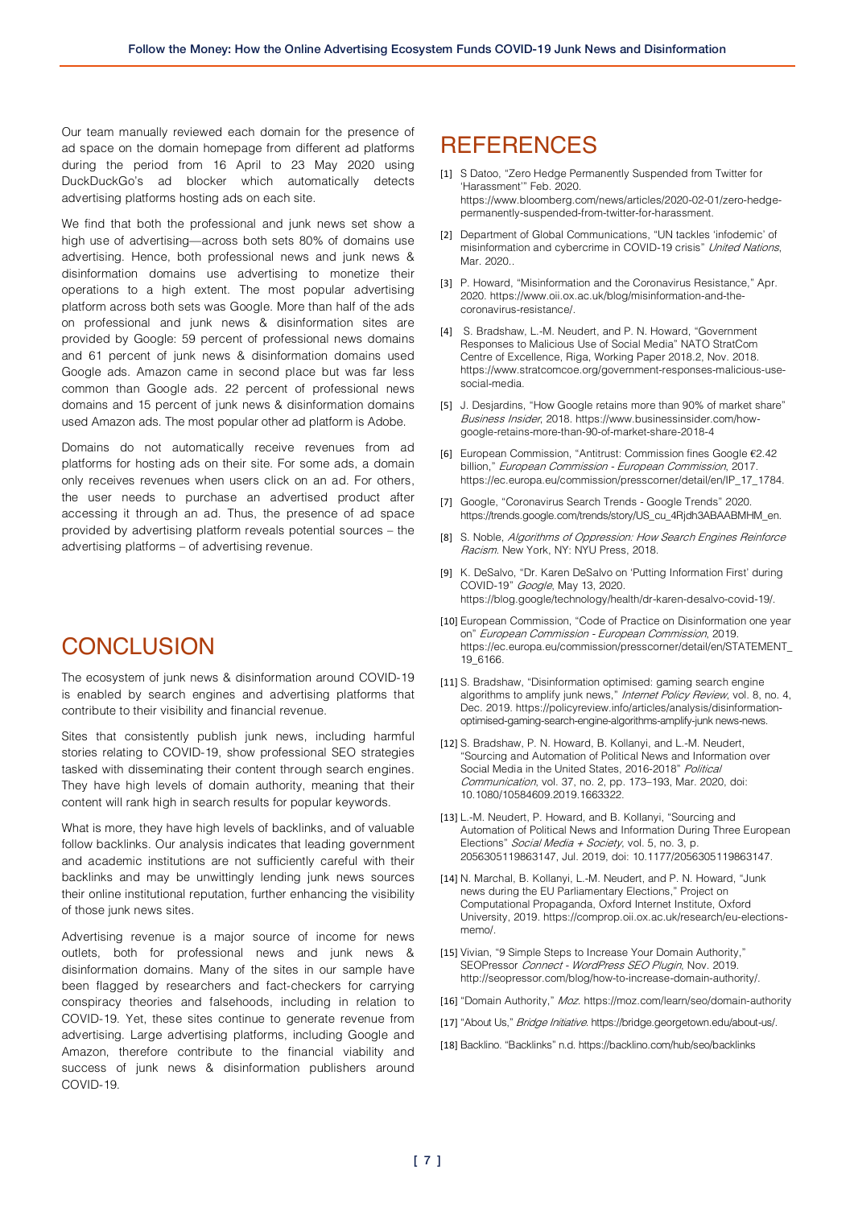Our team manually reviewed each domain for the presence of ad space on the domain homepage from different ad platforms during the period from 16 April to 23 May 2020 using DuckDuckGo's ad blocker which automatically detects advertising platforms hosting ads on each site.

We find that both the professional and junk news set show a high use of advertising—across both sets 80% of domains use advertising. Hence, both professional news and junk news & disinformation domains use advertising to monetize their operations to a high extent. The most popular advertising platform across both sets was Google. More than half of the ads on professional and junk news & disinformation sites are provided by Google: 59 percent of professional news domains and 61 percent of junk news & disinformation domains used Google ads. Amazon came in second place but was far less common than Google ads. 22 percent of professional news domains and 15 percent of junk news & disinformation domains used Amazon ads. The most popular other ad platform is Adobe.

Domains do not automatically receive revenues from ad platforms for hosting ads on their site. For some ads, a domain only receives revenues when users click on an ad. For others, the user needs to purchase an advertised product after accessing it through an ad. Thus, the presence of ad space provided by advertising platform reveals potential sources – the advertising platforms – of advertising revenue.

# CONCLUSION

The ecosystem of junk news & disinformation around COVID-19 is enabled by search engines and advertising platforms that contribute to their visibility and financial revenue.

Sites that consistently publish junk news, including harmful stories relating to COVID-19, show professional SEO strategies tasked with disseminating their content through search engines. They have high levels of domain authority, meaning that their content will rank high in search results for popular keywords.

What is more, they have high levels of backlinks, and of valuable follow backlinks. Our analysis indicates that leading government and academic institutions are not sufficiently careful with their backlinks and may be unwittingly lending junk news sources their online institutional reputation, further enhancing the visibility of those junk news sites.

Advertising revenue is a major source of income for news outlets, both for professional news and junk news & disinformation domains. Many of the sites in our sample have been flagged by researchers and fact-checkers for carrying conspiracy theories and falsehoods, including in relation to COVID-19. Yet, these sites continue to generate revenue from advertising. Large advertising platforms, including Google and Amazon, therefore contribute to the financial viability and success of junk news & disinformation publishers around COVID-19.

# REFERENCES

[1] S Datoo, "Zero Hedge Permanently Suspended from Twitter for 'Harassment'" Feb. 2020. https://www.bloomberg.com/news/articles/2020-02-01/zero-hedge-permanently-suspended-from-twitter-for-harassment.

[2] Department of Global Communications, "UN tackles 'infodemic' of misinformation and cybercrime in COVID-19 crisis" *United Nations*, Mar. 2020..

[3] P. Howard, "Misinformation and the Coronavirus Resistance," Apr. 2020. https://www.oii.ox.ac.uk/blog/misinformation-and-the-coronavirus-resistance/.

[4] S. Bradshaw, L.-M. Neudert, and P. N. Howard, "Government Responses to Malicious Use of Social Media" NATO StratCom Centre of Excellence, Riga, Working Paper 2018.2, Nov. 2018. https://www.stratcomcoe.org/government-responses-malicious-use-social-media.

[5] J. Desjardins, "How Google retains more than 90% of market share" *Business Insider*, 2018. https://www.businessinsider.com/how-google-retains-more-than-90-of-market-share-2018-4

[6] European Commission, "Antitrust: Commission fines Google €2.42 billion," *European Commission - European Commission*, 2017. https://ec.europa.eu/commission/presscorner/detail/en/IP_17_1784.

[7] Google, "Coronavirus Search Trends - Google Trends" 2020. https://trends.google.com/trends/story/US_cu_4Rjdh3ABAABMHM_en.

[8] S. Noble, *Algorithms of Oppression: How Search Engines Reinforce Racism*. New York, NY: NYU Press, 2018.

[9] K. DeSalvo, "Dr. Karen DeSalvo on 'Putting Information First' during COVID-19" *Google*, May 13, 2020. https://blog.google/technology/health/dr-karen-desalvo-covid-19/.

[10] European Commission, "Code of Practice on Disinformation one year on" *European Commission - European Commission*, 2019. https://ec.europa.eu/commission/presscorner/detail/en/STATEMENT_19_6166.

[11] S. Bradshaw, "Disinformation optimised: gaming search engine algorithms to amplify junk news," *Internet Policy Review*, vol. 8, no. 4, Dec. 2019. https://policyreview.info/articles/analysis/disinformation-optimised-gaming-search-engine-algorithms-amplify-junk news-news.

[12] S. Bradshaw, P. N. Howard, B. Kollanyi, and L.-M. Neudert, "Sourcing and Automation of Political News and Information over Social Media in the United States, 2016-2018" *Political Communication*, vol. 37, no. 2, pp. 173–193, Mar. 2020, doi: 10.1080/10584609.2019.1663322.

[13] L.-M. Neudert, P. Howard, and B. Kollanyi, "Sourcing and Automation of Political News and Information During Three European Elections" *Social Media + Society*, vol. 5, no. 3, p. 2056305119863147, Jul. 2019, doi: 10.1177/2056305119863147.

[14] N. Marchal, B. Kollanyi, L.-M. Neudert, and P. N. Howard, "Junk news during the EU Parliamentary Elections," Project on Computational Propaganda, Oxford Internet Institute, Oxford University, 2019. https://comprop.oii.ox.ac.uk/research/eu-elections-memo/.

[15] Vivian, "9 Simple Steps to Increase Your Domain Authority," SEOPressor *Connect - WordPress SEO Plugin*, Nov. 2019. http://seopressor.com/blog/how-to-increase-domain-authority/.

[16] "Domain Authority," *Moz*. https://moz.com/learn/seo/domain-authority

[17] "About Us," *Bridge Initiative*. https://bridge.georgetown.edu/about-us/.

[18] Backlino. "Backlinks" n.d. https://backlino.com/hub/seo/backlinks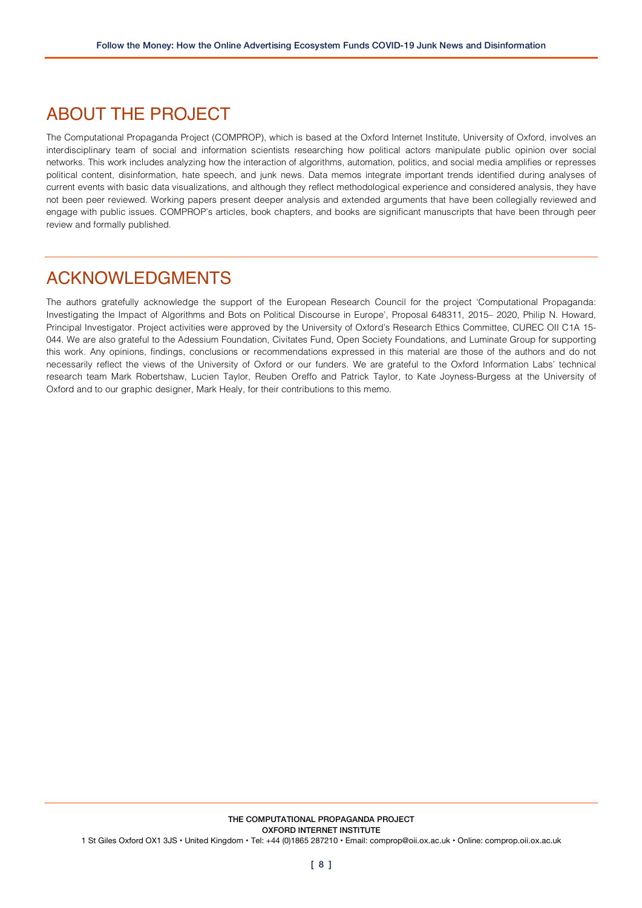## ABOUT THE PROJECT

The Computational Propaganda Project (COMPROP), which is based at the Oxford Internet Institute, University of Oxford, involves an interdisciplinary team of social and information scientists researching how political actors manipulate public opinion over social networks. This work includes analyzing how the interaction of algorithms, automation, politics, and social media amplifies or represses political content, disinformation, hate speech, and junk news. Data memos integrate important trends identified during analyses of current events with basic data visualizations, and although they reflect methodological experience and considered analysis, they have not been peer reviewed. Working papers present deeper analysis and extended arguments that have been collegially reviewed and engage with public issues. COMPROP's articles, book chapters, and books are significant manuscripts that have been through peer review and formally published.

## ACKNOWLEDGMENTS

The authors gratefully acknowledge the support of the European Research Council for the project 'Computational Propaganda: Investigating the Impact of Algorithms and Bots on Political Discourse in Europe', Proposal 648311, 2015– 2020, Philip N. Howard, Principal Investigator. Project activities were approved by the University of Oxford's Research Ethics Committee, CUREC OII C1A 15-044. We are also grateful to the Adessium Foundation, Civitates Fund, Open Society Foundations, and Luminate Group for supporting this work. Any opinions, findings, conclusions or recommendations expressed in this material are those of the authors and do not necessarily reflect the views of the University of Oxford or our funders. We are grateful to the Oxford Information Labs' technical research team Mark Robertshaw, Lucien Taylor, Reuben Oreffo and Patrick Taylor, to Kate Joyness-Burgess at the University of Oxford and to our graphic designer, Mark Healy, for their contributions to this memo.

**THE COMPUTATIONAL PROPAGANDA PROJECT**
**OXFORD INTERNET INSTITUTE**
1 St Giles Oxford OX1 3JS • United Kingdom • Tel: +44 (0)1865 287210 • Email: comprop@oii.ox.ac.uk • Online: comprop.oii.ox.ac.uk